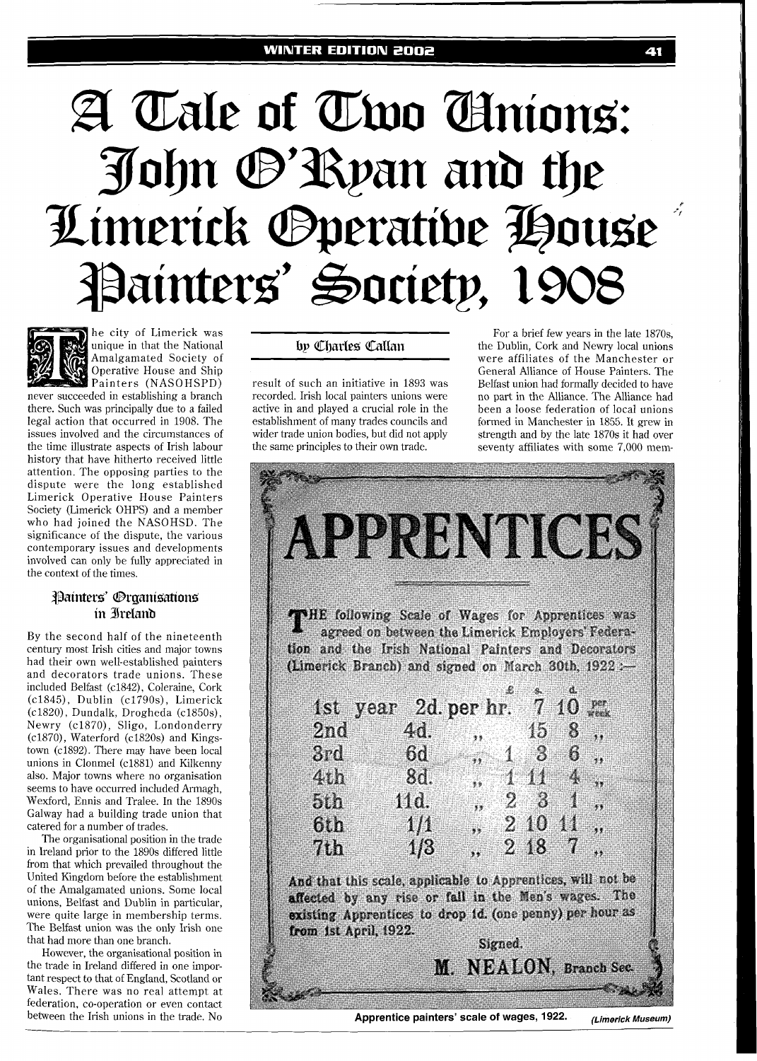# A Tale of Two Unions: John O'Ryan and the Limerick Operative House Painters' Society, 1908

by Charles Callan

The city of Limerick was unique in that the National Amalgamated Society of Operative House and Ship Painters (NASOHSPD) never succeeded in establishing a branch there. Such was principally due to a failed legal action that occurred in 1908. The issues involved and the circumstances of the time illustrate aspects of Irish labour history that have hitherto received little attention. The opposing parties to the dispute were the long established Limerick Operative House Painters Society (Limerick OHPS) and a member who had joined the NASOHSD. The significance of the dispute, the various contemporary issues and developments involved can only be fully appreciated in the context of the times.

## Painters' Organisations in Ireland

By the second half of the nineteenth century most Irish cities and major towns had their own well-established painters and decorators trade unions. These included Belfast (c1842), Coleraine, Cork (c1845), Dublin (c1790s), Limerick (c1820), Dundalk, Drogheda (c1850s), Newry (c1870), Sligo, Londonderry (c1870), Waterford (c1820s) and Kingstown (c1892). There may have been local unions in Clonmel (c1881) and Kilkenny also. Major towns where no organisation seems to have occurred included Armagh, Wexford, Ennis and Tralee. In the 1890s Galway had a building trade union that catered for a number of trades.

The organisational position in the trade in Ireland prior to the 1890s differed little from that which prevailed throughout the United Kingdom before the establishment of the Amalgamated unions. Some local unions, Belfast and Dublin in particular, were quite large in membership terms. The Belfast union was the only Irish one that had more than one branch.

However, the organisational position in the trade in Ireland differed in one important respect to that of England, Scotland or Wales. There was no real attempt at federation, co-operation or even contact between the Irish unions in the trade. No result of such an initiative in 1893 was recorded. Irish local painters unions were active in and played a crucial role in the establishment of many trades councils and wider trade union bodies, but did not apply the same principles to their own trade.

For a brief few years in the late 1870s, the Dublin, Cork and Newry local unions were affiliates of the Manchester or General Alliance of House Painters. The Belfast union had formally decided to have no part in the Alliance. The Alliance had been a loose federation of local unions formed in Manchester in 1855. It grew in strength and by the late 1870s it had over seventy affiliates with some 7,000 mem-

**APPRENTICES**

THE following Scale of Wages for Apprentices was agreed on between the Limerick Employers' Federation and the Irish National Painters and Decorators (Limerick Branch) and signed on March 30th, 1922:—

| | | | £ | s. | d. | |
|---|---|---|---|---|---|---|
| 1st year | 2d. per hr. | | | 7 | 10 | per week |
| 2nd | 4d. | ,, | | 15 | 8 | ,, |
| 3rd | 6d | ,, | 1 | 3 | 6 | ,, |
| 4th | 8d. | ,, | 1 | 11 | 4 | ,, |
| 5th | 11d. | ,, | 2 | 3 | 1 | ,, |
| 6th | 1/1 | ,, | 2 | 10 | 11 | ,, |
| 7th | 1/3 | ,, | 2 | 18 | 7 | ,, |

And that this scale, applicable to Apprentices, will not be affected by any rise or fall in the Men's wages. The existing Apprentices to drop 1d. (one penny) per hour as from 1st April, 1922.

Signed,

M. NEALON, Branch Sec.

Apprentice painters' scale of wages, 1922. *(Limerick Museum)*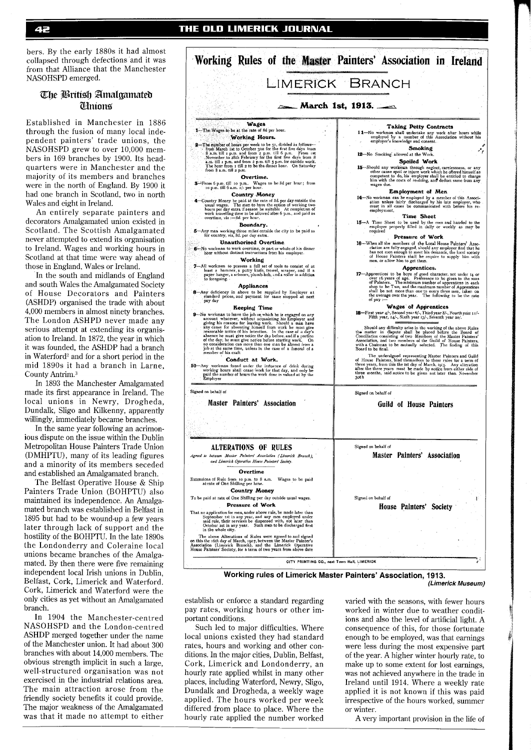bers. By the early 1880s it had almost collapsed through defections and it was from that Alliance that the Manchester NASOHSPD emerged.

## The British Amalgamated Unions

Established in Manchester in 1886 through the fusion of many local independent painters' trade unions, the NASOHSPD grew to over 10,000 members in 169 branches by 1900. Its headquarters were in Manchester and the majority of its members and branches were in the north of England. By 1900 it had one branch in Scotland, two in north Wales and eight in Ireland.

An entirely separate painters and decorators Amalgamated union existed in Scotland. The Scottish Amalgamated never attempted to extend its organisation to Ireland. Wages and working hours in Scotland at that time were way ahead of those in England, Wales or Ireland.

In the south and midlands of England and south Wales the Amalgamated Society of House Decorators and Painters (ASHDP) organised the trade with about 4,000 members in almost ninety branches. The London ASHPD never made any serious attempt at extending its organisation to Ireland. In 1872, the year in which it was founded, the ASHDP had a branch in Waterford[2] and for a short period in the mid 1890s it had a branch in Larne, County Antrim.[3]

In 1893 the Manchester Amalgamated made its first appearance in Ireland. The local unions in Newry, Drogheda, Dundalk, Sligo and Kilkenny, apparently willingly, immediately became branches.

In the same year following an acrimonious dispute on the issue within the Dublin Metropolitan House Painters Trade Union (DMHPTU), many of its leading figures and a minority of its members seceded and established an Amalgamated branch.

The Belfast Operative House & Ship Painters Trade Union (BOHPTU) also maintained its independence. An Amalgamated branch was established in Belfast in 1895 but had to be wound-up a few years later through lack of support and the hostility of the BOHPTU. In the late 1890s the Londonderry and Coleraine local unions became branches of the Amalgamated. By then there were five remaining independent local Irish unions in Dublin, Belfast, Cork, Limerick and Waterford. Cork, Limerick and Waterford were the only cities as yet without an Amalgamated branch.

In 1904 the Manchester-centred NASOHSPD and the London-centred ASHDP merged together under the name of the Manchester union. It had about 300 branches with about 14,000 members. The obvious strength implicit in such a large, well-structured organisation was not exercised in the industrial relations area. The main attraction arose from the friendly society benefits it could provide. The major weakness of the Amalgamated was that it made no attempt to either establish or enforce a standard regarding pay rates, working hours or other important conditions.

Such led to major difficulties. Where local unions existed they had standard rates, hours and working and other conditions. In the major cities, Dublin, Belfast, Cork, Limerick and Londonderry, an hourly rate applied whilst in many other places, including Waterford, Newry, Sligo, Dundalk and Drogheda, a weekly wage applied. The hours worked per week differed from place to place. Where the hourly rate applied the number worked varied with the seasons, with fewer hours worked in winter due to weather conditions and also the level of artificial light. A consequence of this, for those fortunate enough to be employed, was that earnings were less during the most expensive part of the year. A higher winter hourly rate, to make up to some extent for lost earnings, was not achieved anywhere in the trade in Ireland until 1914. Where a weekly rate applied it is not known if this was paid irrespective of the hours worked, summer or winter.

A very important provision in the life of

---

# Working Rules of the Master Painters' Association in Ireland

## LIMERICK BRANCH

### March 1st, 1913.

**Wages**

1—The Wages to be at the rate of 8d per hour.

**Working Hours.**

2—The number of hours per week to be 51, divided as follows—from March 1st to October 31st for the first five days from 8 a.m. till 1 p.m. and from 2 p.m. till 6 p.m. From 1st November to 28th February for the first five days from 8 a.m. till 1 p.m. and from 2 p.m. till 5 p.m. for outside work. The hour from 1 till 2 to be the dinner hour. On Saturday from 8 a.m. till 2 p.m.

**Overtime.**

3—From 6 p.m. till 10 p.m.. Wages to be 8d per hour; from 10 p.m. till 6 a.m. 1/- per hour.

**Country Money**

4—Country Money be paid at the rate of 8d. per day outside the usual wages. The men to have the option of working two hours per day extra if season be suitable. At completion of work travelling time to be allowed after 6 p.m., and paid as overtime, viz :—8d. per hour.

**Boundary.**

5—Any man working three miles outside the city to be paid as for country, viz, 8d. per day extra.

**Unauthorised Overtime**

6—No workman to work overtime, or part or whole of his dinner hour without distinct instructions from his employer.

**Working**

7—All workmen to possess a full set of tools to consist of at least a hammer, a putty knife, trowel, scraper, and if a paper hanger, a scissors, plumb-bob, and a roller in addition to foregoing.

**Appliances**

8—Any deficiency in above to be supplied by Employer at standard prices, and payment for same stopped at next pay day

**Keeping Time**

9—No workman to leave the job on which he is engaged on any account whatever, without acquainting his Employer and giving his reasons for leaving work. Should a man have any cause for absenting himself from work he must give reasonable notice of his intention. In the case of a day's absence he must give notice the day before, and if a portion of the day, he must give notice before starting work. On no consideration can more than one man be absent from a job at the same time, unless in the case of a funeral of a member of his craft

**Conduct at Work.**

10—Any workman found under the influence of drink during working hours shall cease work for that day, and only be paid the number of hours the work done is valued at by the Employer

**Taking Petty Contracts**

11—No workman shall undertake any work after hours while employed by a member of this Association without his employer's knowledge and consent.

**Smoking**

12—No Smoking allowed at the Work.

**Spoiled Work**

13—Should any workman through neglect, carelessness, or any other cause spoil or injure work which he offered himself as competent to do, his employer shall be entitled to charge him with the costs of re-doing, and deduct same from any wages due.

**Employment of Men**

14—No workman can be employed by a member of this Association unless fairly discharged by his late employer, who must in all cases be communicated with before his re-employment,

**Time Sheet**

15—A Time Sheet to be used by the men and handed to the employer properly filled in daily or weekly as may be required

**Pressure of Work**

16—When all the members of the Local House Painters' Association are fully engaged, should any employer find that he has not men enough to meet his demands, the local society of House Painters shall be require to supply him with men, or allow him to get them.

**Apprentices.**

17—Apprentices to be boys of good character, not under 14 or over 16 years of age. Preference to be given to the sons of Painters. The minimum number of apprentices in each shop to be Two, and the maximum number of Apprentices shall be not more than one to every three men, taken on the average over the year. The following to be the rate of pay :—

**Wages of Apprentices**

18—First year 4/-, Second year 6/-, Third year 8/-, Fourth year 11/- Fifth year, 14/-, Sixth year 17/-, Seventh year 20/.

Should any difficulty arise in the working of the above Rules the matter in dispute shall be placed before the Board of Conciliation consisting of two Members of the Master Painters' Association, and two members of the Guild of House Painters, with a Chairman to be mutually selected. The finding of this Board to be final.

The undersigned representing Master Painters and Guild of House Painters, bind themselves to these rules for a term of three years, from this the 1st day of March, 1913. Any alteration after the three years must be made by notice from either side of three months, said notice to be given not later than November 30th

Signed on behalf of

**Master Painters' Association**

Signed on behalf of

**Guild of House Painters**

### ALTERATIONS OF RULES

*Agreed to between Master Painters' Association (Limerick Branch), and Limerick Operative House Painters' Society.*

**Overtime**

Extensions of Rule from 10 p.m. to 8 a.m. Wages to be paid at rate of One Shilling per hour.

**Country Money**

To be paid at rate of One Shilling per day outside usual wages.

**Pressure of Work**

That no application for men, under above rule, be made later than September 1st in any year, and any men employed under said rule, their services be dispensed with, not later than October 1st in any year. Such men to be discharged first in the whole city.

The above Alterations of Rules were agreed to and signed on this the 16th day of March, 1907, between the Master Painter's Association (Limerick Branch), and the Limerick Operative House Painters' Society, for a term of two years from above date

Signed on behalf of

**Master Painters' Association**

Signed on behalf of

**House Painters' Society**

CITY PRINTING CO., next Town Hall, LIMERICK

**Working rules of Limerick Master Painters' Association, 1913.**
*(Limerick Museum)*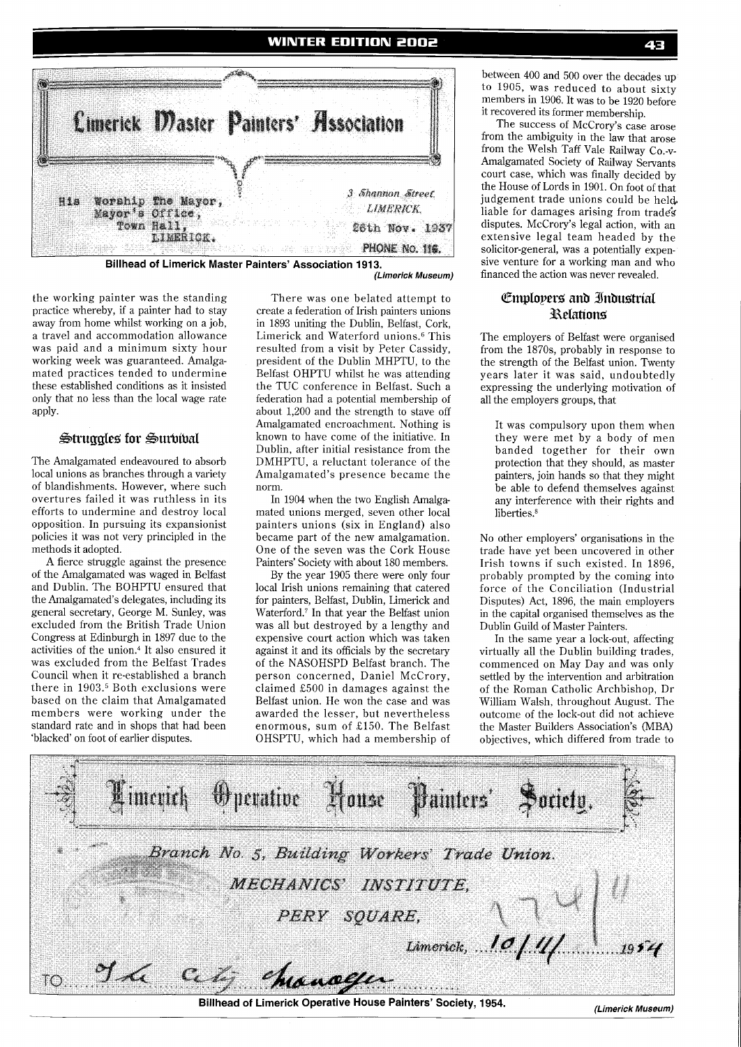Limerick Master Painters' Association

His Worship The Mayor,
Mayor's Office,
Town Hall,
LIMERICK.

3 Shannon Street
LIMERICK.
28th Nov. 1937
PHONE NO. 116.

**Billhead of Limerick Master Painters' Association 1913.** *(Limerick Museum)*

the working painter was the standing practice whereby, if a painter had to stay away from home whilst working on a job, a travel and accommodation allowance was paid and a minimum sixty hour working week was guaranteed. Amalgamated practices tended to undermine these established conditions as it insisted only that no less than the local wage rate apply.

## Struggles for Survival

The Amalgamated endeavoured to absorb local unions as branches through a variety of blandishments. However, where such overtures failed it was ruthless in its efforts to undermine and destroy local opposition. In pursuing its expansionist policies it was not very principled in the methods it adopted.

A fierce struggle against the presence of the Amalgamated was waged in Belfast and Dublin. The BOHPTU ensured that the Amalgamated's delegates, including its general secretary, George M. Sunley, was excluded from the British Trade Union Congress at Edinburgh in 1897 due to the activities of the union.[4] It also ensured it was excluded from the Belfast Trades Council when it re-established a branch there in 1903.[5] Both exclusions were based on the claim that Amalgamated members were working under the standard rate and in shops that had been 'blacked' on foot of earlier disputes.

There was one belated attempt to create a federation of Irish painters unions in 1893 uniting the Dublin, Belfast, Cork, Limerick and Waterford unions.[6] This resulted from a visit by Peter Cassidy, president of the Dublin MHPTU, to the Belfast OHPTU whilst he was attending the TUC conference in Belfast. Such a federation had a potential membership of about 1,200 and the strength to stave off Amalgamated encroachment. Nothing is known to have come of the initiative. In Dublin, after initial resistance from the DMHPTU, a reluctant tolerance of the Amalgamated's presence became the norm.

In 1904 when the two English Amalgamated unions merged, seven other local painters unions (six in England) also became part of the new amalgamation. One of the seven was the Cork House Painters' Society with about 180 members.

By the year 1905 there were only four local Irish unions remaining that catered for painters, Belfast, Dublin, Limerick and Waterford.[7] In that year the Belfast union was all but destroyed by a lengthy and expensive court action which was taken against it and its officials by the secretary of the NASOHSPD Belfast branch. The person concerned, Daniel McCrory, claimed £500 in damages against the Belfast union. He won the case and was awarded the lesser, but nevertheless enormous, sum of £150. The Belfast OHSPTU, which had a membership of between 400 and 500 over the decades up to 1905, was reduced to about sixty members in 1906. It was to be 1920 before it recovered its former membership.

The success of McCrory's case arose from the ambiguity in the law that arose from the Welsh Taff Vale Railway Co.-v-Amalgamated Society of Railway Servants court case, which was finally decided by the House of Lords in 1901. On foot of that judgement trade unions could be held liable for damages arising from trade's disputes. McCrory's legal action, with an extensive legal team headed by the solicitor-general, was a potentially expensive venture for a working man and who financed the action was never revealed.

## Employers and Industrial Relations

The employers of Belfast were organised from the 1870s, probably in response to the strength of the Belfast union. Twenty years later it was said, undoubtedly expressing the underlying motivation of all the employers groups, that

> It was compulsory upon them when they were met by a body of men banded together for their own protection that they should, as master painters, join hands so that they might be able to defend themselves against any interference with their rights and liberties.[8]

No other employers' organisations in the trade have yet been uncovered in other Irish towns if such existed. In 1896, probably prompted by the coming into force of the Conciliation (Industrial Disputes) Act, 1896, the main employers in the capital organised themselves as the Dublin Guild of Master Painters.

In the same year a lock-out, affecting virtually all the Dublin building trades, commenced on May Day and was only settled by the intervention and arbitration of the Roman Catholic Archbishop, Dr William Walsh, throughout August. The outcome of the lock-out did not achieve the Master Builders Association's (MBA) objectives, which differed from trade to

Limerick Operative House Painters' Society.

Branch No. 5, Building Workers' Trade Union.

MECHANICS' INSTITUTE,

PERY SQUARE,

Limerick, 10/11/1954

TO The City Manager

**Billhead of Limerick Operative House Painters' Society, 1954.** *(Limerick Museum)*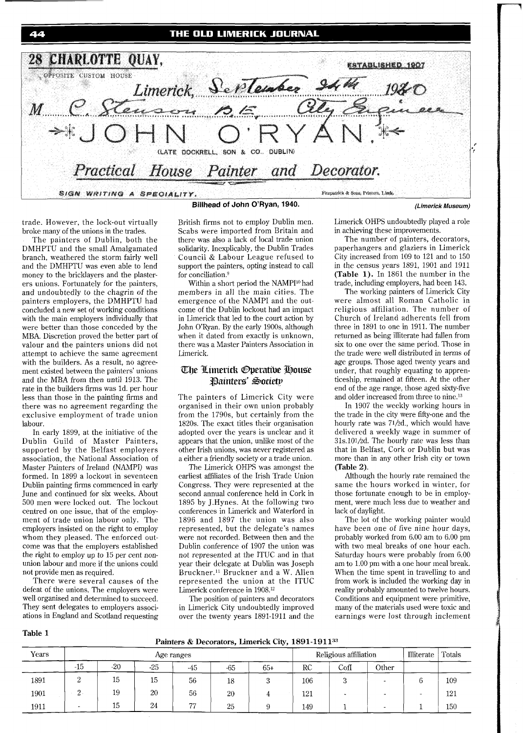28 CHARLOTTE QUAY, ESTABLISHED 1907

OPPOSITE CUSTOM HOUSE

Limerick, September 24th 1940

M. C. Stenson B.E. City Engineer

JOHN O'RYAN.

(LATE DOCKRELL, SON & CO., DUBLIN)

Practical House Painter and Decorator.

SIGN WRITING A SPECIALITY. Fitzpatrick & Sons, Printers, Limk.

**Billhead of John O'Ryan, 1940.** *(Limerick Museum)*

trade. However, the lock-out virtually broke many of the unions in the trades.

The painters of Dublin, both the DMHPTU and the small Amalgamated branch, weathered the storm fairly well and the DMHPTU was even able to lend money to the bricklayers and the plasterers unions. Fortunately for the painters, and undoubtedly to the chagrin of the painters employers, the DMHPTU had concluded a new set of working conditions with the main employers individually that were better than those conceded by the MBA. Discretion proved the better part of valour and the painters unions did not attempt to achieve the same agreement with the builders. As a result, no agreement existed between the painters' unions and the MBA from then until 1913. The rate in the builders firms was 1d. per hour less than those in the painting firms and there was no agreement regarding the exclusive employment of trade union labour.

In early 1899, at the initiative of the Dublin Guild of Master Painters, supported by the Belfast employers association, the National Association of Master Painters of Ireland (NAMPI) was formed. In 1899 a lockout in seventeen Dublin painting firms commenced in early June and continued for six weeks. About 500 men were locked out. The lockout centred on one issue, that of the employment of trade union labour only. The employers insisted on the right to employ whom they pleased. The enforced outcome was that the employers established the right to employ up to 15 per cent non-union labour and more if the unions could not provide men as required.

There were several causes of the defeat of the unions. The employers were well organised and determined to succeed. They sent delegates to employers associations in England and Scotland requesting British firms not to employ Dublin men. Scabs were imported from Britain and there was also a lack of local trade union solidarity. Inexplicably, the Dublin Trades Council & Labour League refused to support the painters, opting instead to call for conciliation.[9]

Within a short period the NAMPI[10] had members in all the main cities. The emergence of the NAMPI and the outcome of the Dublin lockout had an impact in Limerick that led to the court action by John O'Ryan. By the early 1900s, although when it dated from exactly is unknown, there was a Master Painters Association in Limerick.

## The Limerick Operative House Painters' Society

The painters of Limerick City were organised in their own union probably from the 1790s, but certainly from the 1820s. The exact titles their organisation adopted over the years is unclear and it appears that the union, unlike most of the other Irish unions, was never registered as a either a friendly society or a trade union.

The Limerick OHPS was amongst the earliest affiliates of the Irish Trade Union Congress. They were represented at the second annual conference held in Cork in 1895 by J.Hynes. At the following two conferences in Limerick and Waterford in 1896 and 1897 the union was also represented, but the delegate's names were not recorded. Between then and the Dublin conference of 1907 the union was not represented at the ITUC and in that year their delegate at Dublin was Joseph Bruckner.[11] Bruckner and a W. Allen represented the union at the ITUC Limerick conference in 1908.[12]

The position of painters and decorators in Limerick City undoubtedly improved over the twenty years 1891-1911 and the Limerick OHPS undoubtedly played a role in achieving these improvements.

The number of painters, decorators, paperhangers and glaziers in Limerick City increased from 109 to 121 and to 150 in the census years 1891, 1901 and 1911 **(Table 1).** In 1861 the number in the trade, including employers, had been 143.

The working painters of Limerick City were almost all Roman Catholic in religious affiliation. The number of Church of Ireland adherents fell from three in 1891 to one in 1911. The number returned as being illiterate had fallen from six to one over the same period. Those in the trade were well distributed in terms of age groups. Those aged twenty years and under, that roughly equating to apprenticeship, remained at fifteen. At the other end of the age range, those aged sixty-five and older increased from three to nine.[13]

In 1907 the weekly working hours in the trade in the city were fifty-one and the hourly rate was 7½d., which would have delivered a weekly wage in summer of 31s.10½d. The hourly rate was less than that in Belfast, Cork or Dublin but was more than in any other Irish city or town **(Table 2)**.

Although the hourly rate remained the same the hours worked in winter, for those fortunate enough to be in employment, were much less due to weather and lack of daylight.

The lot of the working painter would have been one of five nine hour days, probably worked from 6.00 am to 6.00 pm with two meal breaks of one hour each. Saturday hours were probably from 6.00 am to 1.00 pm with a one hour meal break. When the time spent in travelling to and from work is included the working day in reality probably amounted to twelve hours. Conditions and equipment were primitive, many of the materials used were toxic and earnings were lost through inclement

**Table 1**

**Painters & Decorators, Limerick City, 1891-1911[33]**

| Years | Age ranges | | | | | | Religious affiliation | | | Illiterate | Totals |
|---|---|---|---|---|---|---|---|---|---|---|---|
| | -15 | -20 | -25 | -45 | -65 | 65+ | RC | CofI | Other | | |
| 1891 | 2 | 15 | 15 | 56 | 18 | 3 | 106 | 3 | - | 6 | 109 |
| 1901 | 2 | 19 | 20 | 56 | 20 | 4 | 121 | - | - | - | 121 |
| 1911 | - | 15 | 24 | 77 | 25 | 9 | 149 | 1 | - | 1 | 150 |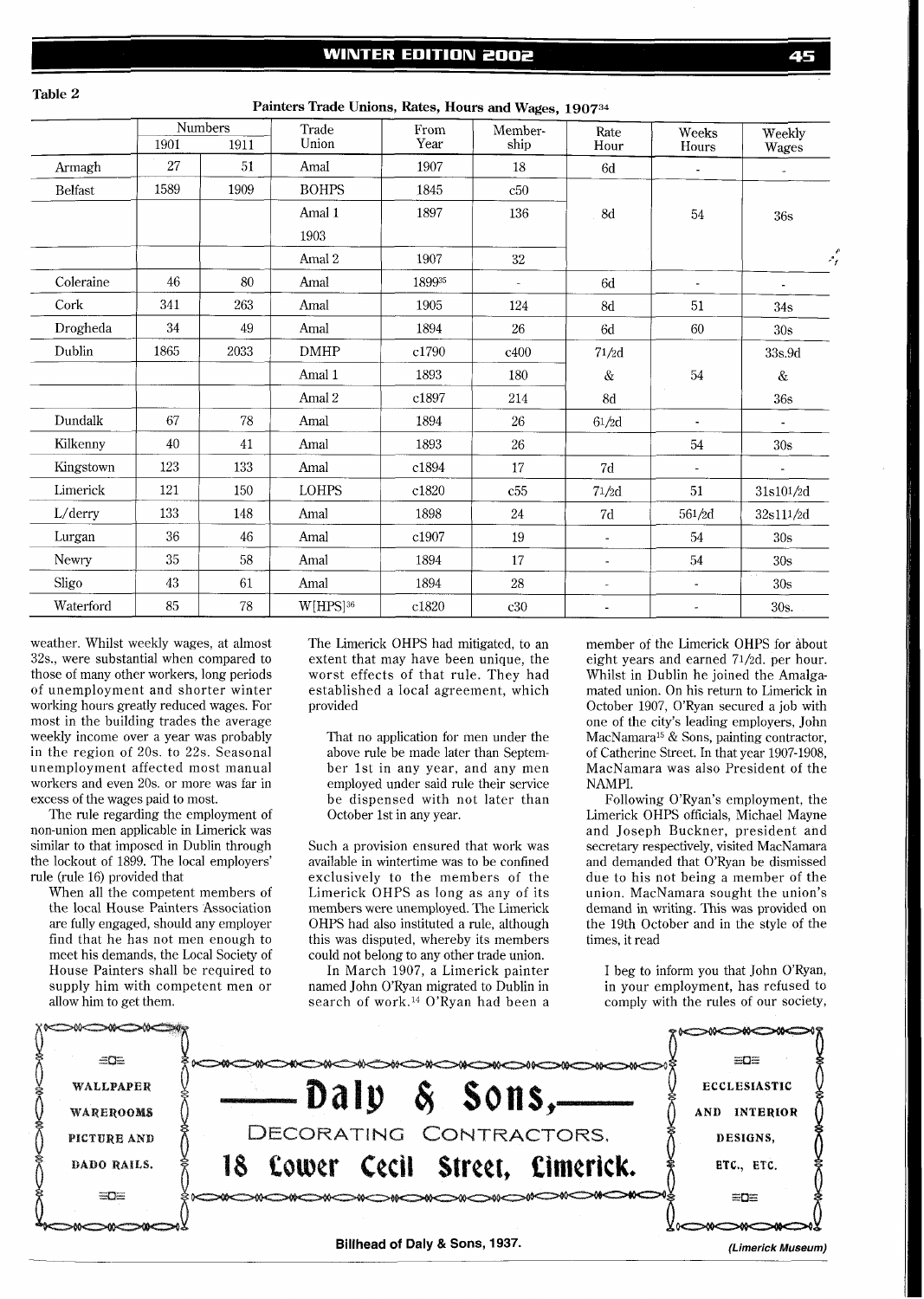**Table 2**

**Painters Trade Unions, Rates, Hours and Wages, 1907**[34]

| | Numbers | | Trade Union | From Year | Member-ship | Rate Hour | Weeks Hours | Weekly Wages |
|---|---|---|---|---|---|---|---|---|
| | 1901 | 1911 | | | | | | |
| Armagh | 27 | 51 | Amal | 1907 | 18 | 6d | - | - |
| Belfast | 1589 | 1909 | BOHPS | 1845 | c50 | | | |
| | | | Amal 1 | 1897 | 136 | 8d | 54 | 36s |
| | | | 1903 | | | | | |
| | | | Amal 2 | 1907 | 32 | | | |
| Coleraine | 46 | 80 | Amal | 1899[35] | - | 6d | - | - |
| Cork | 341 | 263 | Amal | 1905 | 124 | 8d | 51 | 34s |
| Drogheda | 34 | 49 | Amal | 1894 | 26 | 6d | 60 | 30s |
| Dublin | 1865 | 2033 | DMHP | c1790 | c400 | 7½d | | 33s.9d |
| | | | Amal 1 | 1893 | 180 | & | 54 | & |
| | | | Amal 2 | c1897 | 214 | 8d | | 36s |
| Dundalk | 67 | 78 | Amal | 1894 | 26 | 6½d | - | - |
| Kilkenny | 40 | 41 | Amal | 1893 | 26 | | 54 | 30s |
| Kingstown | 123 | 133 | Amal | c1894 | 17 | 7d | - | - |
| Limerick | 121 | 150 | LOHPS | c1820 | c55 | 7½d | 51 | 31s10½d |
| L/derry | 133 | 148 | Amal | 1898 | 24 | 7d | 56½d | 32s11½d |
| Lurgan | 36 | 46 | Amal | c1907 | 19 | - | 54 | 30s |
| Newry | 35 | 58 | Amal | 1894 | 17 | - | 54 | 30s |
| Sligo | 43 | 61 | Amal | 1894 | 28 | - | - | 30s |
| Waterford | 85 | 78 | W[HPS][36] | c1820 | c30 | - | - | 30s. |

weather. Whilst weekly wages, at almost 32s., were substantial when compared to those of many other workers, long periods of unemployment and shorter winter working hours greatly reduced wages. For most in the building trades the average weekly income over a year was probably in the region of 20s. to 22s. Seasonal unemployment affected most manual workers and even 20s. or more was far in excess of the wages paid to most.

The rule regarding the employment of non-union men applicable in Limerick was similar to that imposed in Dublin through the lockout of 1899. The local employers' rule (rule 16) provided that

> When all the competent members of the local House Painters Association are fully engaged, should any employer find that he has not men enough to meet his demands, the Local Society of House Painters shall be required to supply him with competent men or allow him to get them.

The Limerick OHPS had mitigated, to an extent that may have been unique, the worst effects of that rule. They had established a local agreement, which provided

> That no application for men under the above rule be made later than September 1st in any year, and any men employed under said rule their service be dispensed with not later than October 1st in any year.

Such a provision ensured that work was available in wintertime was to be confined exclusively to the members of the Limerick OHPS as long as any of its members were unemployed. The Limerick OHPS had also instituted a rule, although this was disputed, whereby its members could not belong to any other trade union.

In March 1907, a Limerick painter named John O'Ryan migrated to Dublin in search of work.[14] O'Ryan had been a member of the Limerick OHPS for about eight years and earned 7½d. per hour. Whilst in Dublin he joined the Amalgamated union. On his return to Limerick in October 1907, O'Ryan secured a job with one of the city's leading employers, John MacNamara[15] & Sons, painting contractor, of Catherine Street. In that year 1907-1908, MacNamara was also President of the NAMPI.

Following O'Ryan's employment, the Limerick OHPS officials, Michael Mayne and Joseph Buckner, president and secretary respectively, visited MacNamara and demanded that O'Ryan be dismissed due to his not being a member of the union. MacNamara sought the union's demand in writing. This was provided on the 19th October and in the style of the times, it read

> I beg to inform you that John O'Ryan, in your employment, has refused to comply with the rules of our society,

WALLPAPER WAREROOMS PICTURE AND DADO RAILS. — **Daly & Sons,** — DECORATING CONTRACTORS, **18 Lower Cecil Street, Limerick.** — ECCLESIASTIC AND INTERIOR DESIGNS, ETC., ETC.

**Billhead of Daly & Sons, 1937.** *(Limerick Museum)*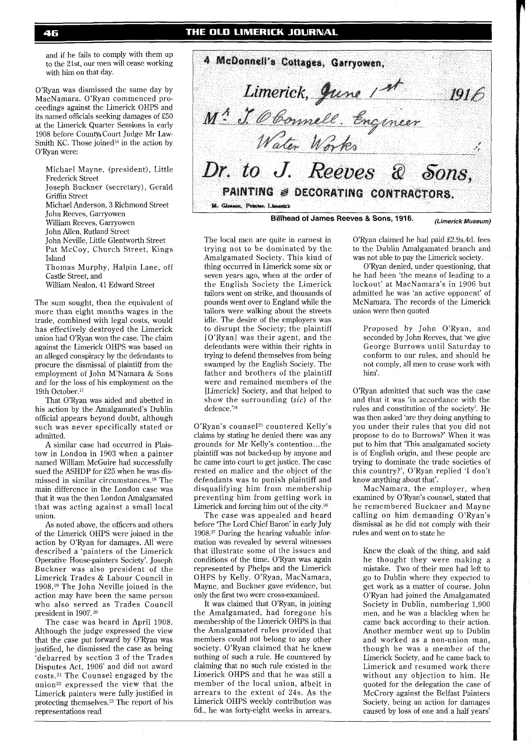and if he fails to comply with them up to the 21st, our men will cease working with him on that day.

O'Ryan was dismissed the same day by MacNamara. O'Ryan commenced proceedings against the Limerick OHPS and its named officials seeking damages of £50 at the Limerick Quarter Sessions in early 1908 before County Court Judge Mr Law-Smith KC. Those joined[16] in the action by O'Ryan were:

> Michael Mayne, (president), Little Frederick Street
> Joseph Buckner (secretary), Gerald Griffin Street
> Michael Anderson, 3 Richmond Street
> John Reeves, Garryowen
> William Reeves, Garryowen
> John Allen, Rutland Street
> John Neville, Little Glentworth Street
> Pat McCoy, Church Street, Kings Island
> Thomas Murphy, Halpin Lane, off Castle Street, and
> William Nealon, 41 Edward Street

The sum sought, then the equivalent of more than eight months wages in the trade, combined with legal costs, would has effectively destroyed the Limerick union had O'Ryan won the case. The claim against the Limerick OHPS was based on an alleged conspiracy by the defendants to procure the dismissal of plaintiff from the employment of John M'Namara & Sons and for the loss of his employment on the 19th October.[17]

That O'Ryan was aided and abetted in his action by the Amalgamated's Dublin official appears beyond doubt, although such was never specifically stated or admitted.

A similar case had occurred in Plaistow in London in 1903 when a painter named William McGuire had successfully sued the ASHDP for £25 when he was dismissed in similar circumstances.[18] The main difference in the London case was that it was the then London Amalgamated that was acting against a small local union.

As noted above, the officers and others of the Limerick OHPS were joined in the action by O'Ryan for damages. All were described a 'painters of the Limerick Operative House-painters Society'. Joseph Buckner was also president of the Limerick Trades & Labour Council in 1908.[19] The John Neville joined in the action may have been the same person who also served as Trades Council president in 1907.[20]

The case was heard in April 1908. Although the judge expressed the view that the case put forward by O'Ryan was justified, he dismissed the case as being 'debarred by section 3 of the Trades Disputes Act, 1906' and did not award costs.[21] The Counsel engaged by the union[22] expressed the view that the Limerick painters were fully justified in protecting themselves.[23] The report of his representations read

> 4 McDonnell's Cottages, Garryowen,
> Limerick, June 1st 1916
> Mr. J. O'Connell. Engineer
> Water Works
> Dr. to J. Reeves & Sons,
> PAINTING & DECORATING CONTRACTORS.
> M. Gleeson, Printer, Limerick

Billhead of James Reeves & Sons, 1916. *(Limerick Museum)*

> The local men are quite in earnest in trying not to be dominated by the Amalgamated Society. This kind of thing occurred in Limerick some six or seven years ago, when at the order of the English Society the Limerick tailors went on strike, and thousands of pounds went over to England while the tailors were walking about the streets idle. The desire of the employers was to disrupt the Society; the plaintiff [O'Ryan] was their agent, and the defendants were within their rights in trying to defend themselves from being swamped by the English Society. The father and brothers of the plaintiff were and remained members of the [Limerick] Society, and that helped to show the surrounding (*sic*) of the defence.'[24]

O'Ryan's counsel[25] countered Kelly's claims by stating he denied there was any grounds for Mr Kelly's contention…the plaintiff was not backed-up by anyone and he came into court to get justice. The case rested on malice and the object of the defendants was to punish plaintiff and disqualifying him from membership preventing him from getting work in Limerick and forcing him out of the city.[26]

The case was appealed and heard before 'The Lord Chief Baron' in early July 1908.[27] During the hearing valuable information was revealed by several witnesses that illustrate some of the issues and conditions of the time. O'Ryan was again represented by Phelps and the Limerick OHPS by Kelly. O'Ryan, MacNamara, Mayne, and Buckner gave evidence, but only the first two were cross-examined.

It was claimed that O'Ryan, in joining the Amalgamated, had foregone his membership of the Limerick OHPS in that the Amalgamated rules provided that members could not belong to any other society. O'Ryan claimed that he knew nothing of such a rule. He countered by claiming that no such rule existed in the Limerick OHPS and that he was still a member of the local union, albeit in arrears to the extent of 24s. As the Limerick OHPS weekly contribution was 6d., he was forty-eight weeks in arrears. O'Ryan claimed he had paid £2.9s.4d. fees to the Dublin Amalgamated branch and was not able to pay the Limerick society.

O'Ryan denied, under questioning, that he had been 'the means of leading to a lockout' at MacNamara's in 1906 but admitted he was 'an active opponent' of McNamara. The records of the Limerick union were then quoted

> Proposed by John O'Ryan, and seconded by John Reeves, that 'we give George Burrows until Saturday to conform to our rules, and should he not comply, all men to cease work with him'.

O'Ryan admitted that such was the case and that it was 'in accordance with the rules and constitution of the society'. He was then asked 'are they doing anything to you under their rules that you did not propose to do to Burrows?' When it was put to him that 'This amalgamated society is of English origin, and these people are trying to dominate the trade societies of this country?', O'Ryan replied 'I don't know anything about that'.

MacNamara, the employer, when examined by O'Ryan's counsel, stated that he remembered Buckner and Mayne calling on him demanding O'Ryan's dismissal as he did not comply with their rules and went on to state he

> Knew the cloak of the thing, and said he thought they were making a mistake. Two of their men had left to go to Dublin where they expected to get work as a matter of course. John O'Ryan had joined the Amalgamated Society in Dublin, numbering 1,900 men, and he was a blackleg when he came back according to their action. Another member went up to Dublin and worked as a non-union man, though he was a member of the Limerick Society, and he came back to Limerick and resumed work there without any objection to him. He quoted for the delegation the case of McCrory against the Belfast Painters Society, being an action for damages caused by loss of one and a half years'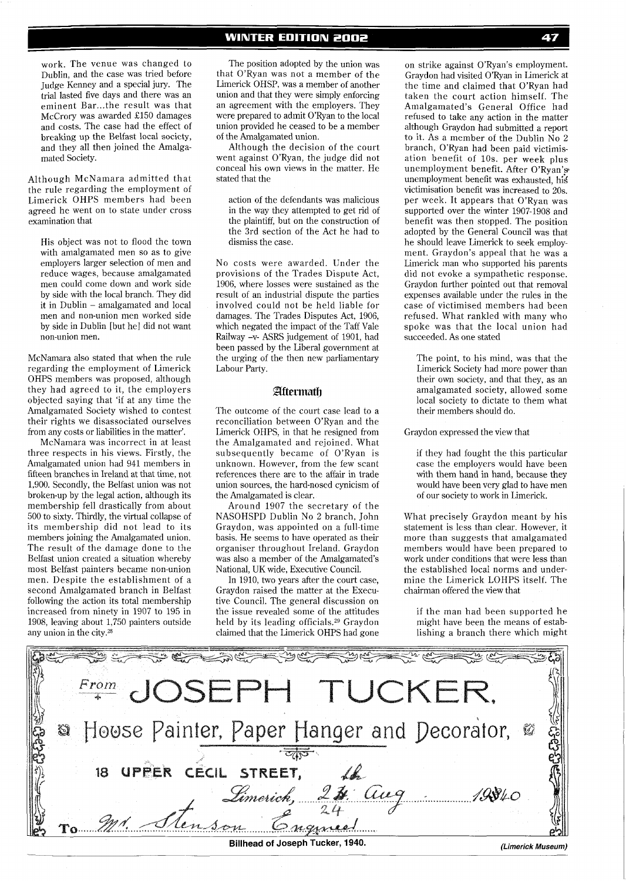work. The venue was changed to Dublin, and the case was tried before Judge Kenney and a special jury. The trial lasted five days and there was an eminent Bar...the result was that McCrory was awarded £150 damages and costs. The case had the effect of breaking up the Belfast local socicty, and they all then joined the Amalgamated Society.

Although McNamara admitted that the rule regarding the employment of Limerick OHPS members had been agreed he went on to state under cross examination that

> His object was not to flood the town with amalgamated men so as to give employers larger selection of men and reduce wages, because amalgamated men could come down and work side by side with the local branch. They did it in Dublin – amalgamated and local men and non-union men worked side by side in Dublin [but he] did not want non-union men.

McNamara also stated that when the rule regarding the employment of Limerick OHPS members was proposed, although they had agreed to it, the employers objected saying that 'if at any time the Amalgamated Society wished to contest their rights we disassociated ourselves from any costs or liabilities in the matter'.

McNamara was incorrect in at least three respects in his views. Firstly, the Amalgamated union had 941 members in fifteen branches in Ireland at that time, not 1,900. Secondly, the Belfast union was not broken-up by the legal action, although its membership fell drastically from about 500 to sixty. Thirdly, the virtual collapse of its membership did not lead to its members joining the Amalgamated union. The result of the damage done to the Belfast union created a situation whereby most Belfast painters became non-union men. Despite the establishment of a second Amalgamated branch in Belfast following the action its total membership increased from ninety in 1907 to 195 in 1908, leaving about 1,750 painters outside any union in the city.[28]

The position adopted by the union was that O'Ryan was not a member of the Limerick OHSP, was a member of another union and that they were simply enforcing an agreement with the employers. They were prepared to admit O'Ryan to the local union provided he ceased to be a member of the Amalgamated union.

Although the decision of the court went against O'Ryan, the judge did not conceal his own views in the matter. He stated that the

> action of the defendants was malicious in the way they attempted to get rid of the plaintiff, but on the construction of the 3rd section of the Act he had to dismiss the case.

No costs were awarded. Under the provisions of the Trades Dispute Act, 1906, where losses were sustained as the result of an industrial dispute the parties involved could not be held liable for damages. The Trades Disputes Act, 1906, which negated the impact of the Taff Vale Railway -v- ASRS judgement of 1901, had been passed by the Liberal government at the urging of the then new parliamentary Labour Party.

## Aftermath

The outcome of the court case lead to a reconciliation between O'Ryan and the Limerick OHPS, in that he resigned from the Amalgamated and rejoined. What subsequently became of O'Ryan is unknown. However, from the few scant references there are to the affair in trade union sources, the hard-nosed cynicism of the Amalgamated is clear.

Around 1907 the secretary of the NASOHSPD Dublin No 2 branch, John Graydon, was appointed on a full-time basis. He seems to have operated as their organiser throughout Ireland. Graydon was also a member of the Amalgamated's National, UK wide, Executive Council.

In 1910, two years after the court case, Graydon raised the matter at the Executive Council. The general discussion on the issue revealed some of the attitudes held by its leading officials.[29] Graydon claimed that the Limerick OHPS had gone on strike against O'Ryan's employment. Graydon had visited O'Ryan in Limerick at the time and claimed that O'Ryan had taken the court action himself. The Amalgamated's General Office had refused to take any action in the matter although Graydon had submitted a report to it. As a member of the Dublin No 2 branch, O'Ryan had been paid victimisation benefit of 10s. per week plus unemployment benefit. After O'Ryan's unemployment benefit was exhausted, his victimisation benefit was increased to 20s. per week. It appears that O'Ryan was supported over the winter 1907-1908 and benefit was then stopped. The position adopted by the General Council was that he should leave Limerick to seek employment. Graydon's appeal that he was a Limerick man who supported his parents did not evoke a sympathetic response. Graydon further pointed out that removal expenses available under the rules in the case of victimised members had been refused. What rankled with many who spoke was that the local union had succeeded. As one stated

> The point, to his mind, was that the Limerick Society had more power than their own society, and that they, as an amalgamated society, allowed some local society to dictate to them what their members should do.

Graydon expressed the view that

> if they had fought the this particular case the employers would have been with them hand in hand, because they would have been very glad to have men of our society to work in Limerick.

What precisely Graydon meant by his statement is less than clear. However, it more than suggests that amalgamated members would have been prepared to work under conditions that were less than the established local norms and undermine the Limerick LOHPS itself. The chairman offered the view that

> if the man had been supported he might have been the means of establishing a branch there which might

From JOSEPH TUCKER,
House Painter, Paper Hanger and Decorator,
18 UPPER CECIL STREET,
Limerick, 24 Aug 1940
To Mr. Stenson Engineer

**Billhead of Joseph Tucker, 1940.** *(Limerick Museum)*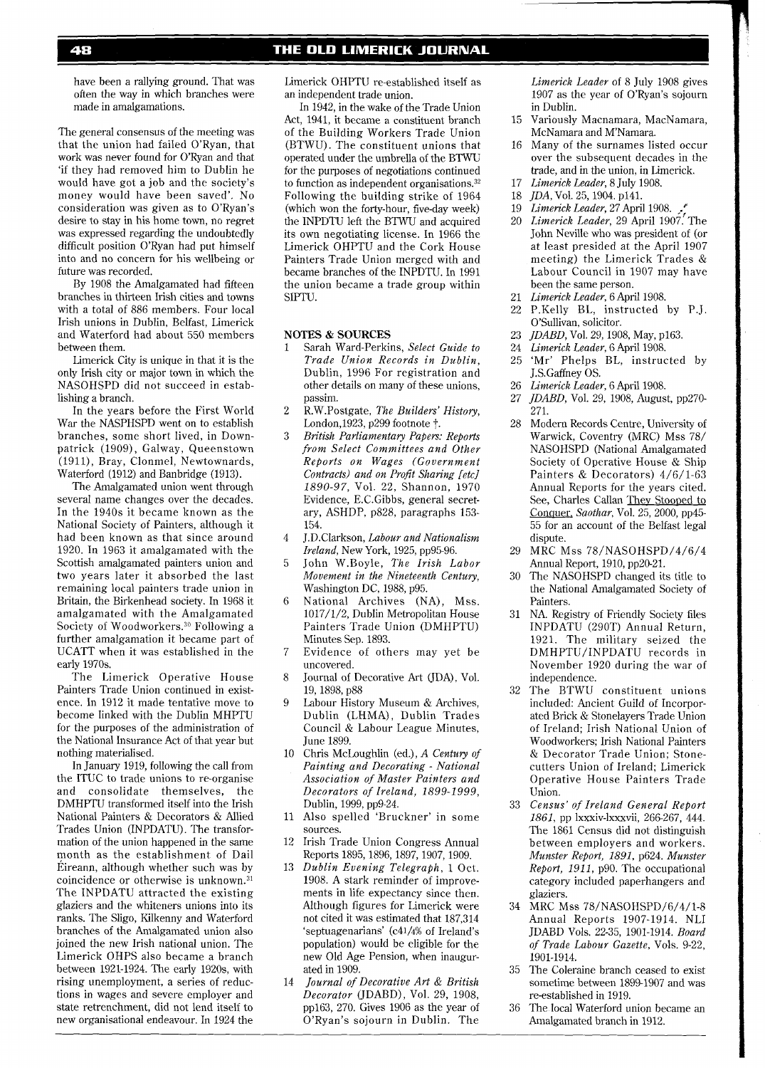have been a rallying ground. That was often the way in which branches were made in amalgamations.

The general consensus of the meeting was that the union had failed O'Ryan, that work was never found for O'Ryan and that 'if they had removed him to Dublin he would have got a job and the society's money would have been saved'. No consideration was given as to O'Ryan's desire to stay in his home town, no regret was expressed regarding the undoubtedly difficult position O'Ryan had put himself into and no concern for his wellbeing or future was recorded.

By 1908 the Amalgamated had fifteen branches in thirteen Irish cities and towns with a total of 886 members. Four local Irish unions in Dublin, Belfast, Limerick and Waterford had about 550 members between them.

Limerick City is unique in that it is the only Irish city or major town in which the NASOHSPD did not succeed in establishing a branch.

In the years before the First World War the NASPHSPD went on to establish branches, some short lived, in Downpatrick (1909), Galway, Queenstown (1911), Bray, Clonmel, Newtownards, Waterford (1912) and Banbridge (1913).

The Amalgamated union went through several name changes over the decades. In the 1940s it became known as the National Society of Painters, although it had been known as that since around 1920. In 1963 it amalgamated with the Scottish amalgamated painters union and two years later it absorbed the last remaining local painters trade union in Britain, the Birkenhead society. In 1968 it amalgamated with the Amalgamated Society of Woodworkers.[30] Following a further amalgamation it became part of UCATT when it was established in the early 1970s.

The Limerick Operative House Painters Trade Union continued in existence. In 1912 it made tentative move to become linked with the Dublin MHPTU for the purposes of the administration of the National Insurance Act of that year but nothing materialised.

In January 1919, following the call from the ITUC to trade unions to re-organise and consolidate themselves, the DMHPTU transformed itself into the Irish National Painters & Decorators & Allied Trades Union (INPDATU). The transformation of the union happened in the same month as the establishment of Dail Éireann, although whether such was by coincidence or otherwise is unknown.[31] The INPDATU attracted the existing glaziers and the whiteners unions into its ranks. The Sligo, Kilkenny and Waterford branches of the Amalgamated union also joined the new Irish national union. The Limerick OHPS also became a branch between 1921-1924. The early 1920s, with rising unemployment, a series of reductions in wages and severe employer and state retrenchment, did not lend itself to new organisational endeavour. In 1924 the Limerick OHPTU re-established itself as an independent trade union.

In 1942, in the wake of the Trade Union Act, 1941, it became a constituent branch of the Building Workers Trade Union (BTWU). The constituent unions that operated under the umbrella of the BTWU for the purposes of negotiations continued to function as independent organisations.[32] Following the building strike of 1964 (which won the forty-hour, five-day week) the INPDTU left the BTWU and acquired its own negotiating license. In 1966 the Limerick OHPTU and the Cork House Painters Trade Union merged with and became branches of the INPDTU. In 1991 the union became a trade group within SIPTU.

## NOTES & SOURCES

1. Sarah Ward-Perkins, *Select Guide to Trade Union Records in Dublin*, Dublin, 1996 For registration and other details on many of these unions, passim.
2. R.W.Postgate, *The Builders' History*, London,1923, p299 footnote †.
3. *British Parliamentary Papers: Reports from Select Committees and Other Reports on Wages (Government Contracts) and on Profit Sharing [etc] 1890-97*, Vol. 22, Shannon, 1970 Evidence, E.C.Gibbs, general secretary, ASHDP, p828, paragraphs 153-154.
4. J.D.Clarkson, *Labour and Nationalism Ireland*, New York, 1925, pp95-96.
5. John W.Boyle, *The Irish Labor Movement in the Nineteenth Century*, Washington DC, 1988, p95.
6. National Archives (NA), Mss. 1017/1/2, Dublin Metropolitan House Painters Trade Union (DMHPTU) Minutes Sep. 1893.
7. Evidence of others may yet be uncovered.
8. Journal of Decorative Art (JDA), Vol. 19, 1898, p88
9. Labour History Museum & Archives, Dublin (LHMA), Dublin Trades Council & Labour League Minutes, June 1899.
10. Chris McLoughlin (ed.), *A Century of Painting and Decorating - National Association of Master Painters and Decorators of Ireland, 1899-1999*, Dublin, 1999, pp9-24.
11. Also spelled 'Bruckner' in some sources.
12. Irish Trade Union Congress Annual Reports 1895, 1896, 1897, 1907, 1909.
13. *Dublin Evening Telegraph*, 1 Oct. 1908. A stark reminder of improvements in life expectancy since then. Although figures for Limerick were not cited it was estimated that 187,314 'septuagenarians' (c4¼% of Ireland's population) would be eligible for the new Old Age Pension, when inaugurated in 1909.
14. *Journal of Decorative Art & British Decorator* (JDABD), Vol. 29, 1908, pp163, 270. Gives 1906 as the year of O'Ryan's sojourn in Dublin. The *Limerick Leader* of 8 July 1908 gives 1907 as the year of O'Ryan's sojourn in Dublin.
15. Variously Macnamara, MacNamara, McNamara and M'Namara.
16. Many of the surnames listed occur over the subsequent decades in the trade, and in the union, in Limerick.
17. *Limerick Leader*, 8 July 1908.
18. *JDA*, Vol. 25, 1904. p141.
19. *Limerick Leader*, 27 April 1908.
20. *Limerick Leader*, 29 April 1907. The John Neville who was president of (or at least presided at the April 1907 meeting) the Limerick Trades & Labour Council in 1907 may have been the same person.
21. *Limerick Leader*, 6 April 1908.
22. P.Kelly BL, instructed by P.J. O'Sullivan, solicitor.
23. *JDABD*, Vol. 29, 1908, May, p163.
24. *Limerick Leader*, 6 April 1908.
25. 'Mr' Phelps BL, instructed by J.S.Gaffney OS.
26. *Limerick Leader*, 6 April 1908.
27. *JDABD*, Vol. 29, 1908, August, pp270-271.
28. Modern Records Centre, University of Warwick, Coventry (MRC) Mss 78/ NASOHSPD (National Amalgamated Society of Operative House & Ship Painters & Decorators) 4/6/1-63 Annual Reports for the years cited. See, Charles Callan They Stooped to Conquer, *Saothar*, Vol. 25, 2000, pp45-55 for an account of the Belfast legal dispute.
29. MRC Mss 78/NASOHSPD/4/6/4 Annual Report, 1910, pp20-21.
30. The NASOHSPD changed its title to the National Amalgamated Society of Painters.
31. NA. Registry of Friendly Society files INPDATU (290T) Annual Return, 1921. The military seized the DMHPTU/INPDATU records in November 1920 during the war of independence.
32. The BTWU constituent unions included: Ancient Guild of Incorporated Brick & Stonelayers Trade Union of Ireland; Irish National Union of Woodworkers; Irish National Painters & Decorator Trade Union; Stonecutters Union of Ireland; Limerick Operative House Painters Trade Union.
33. *Census' of Ireland General Report 1861*, pp lxxxiv-lxxxvii, 266-267, 444. The 1861 Census did not distinguish between employers and workers. *Munster Report, 1891*, p624. *Munster Report, 1911*, p90. The occupational category included paperhangers and glaziers.
34. MRC Mss 78/NASOHSPD/6/4/1-8 Annual Reports 1907-1914. NLI JDABD Vols. 22-35, 1901-1914. *Board of Trade Labour Gazette*, Vols. 9-22, 1901-1914.
35. The Coleraine branch ceased to exist sometime between 1899-1907 and was re-established in 1919.
36. The local Waterford union became an Amalgamated branch in 1912.